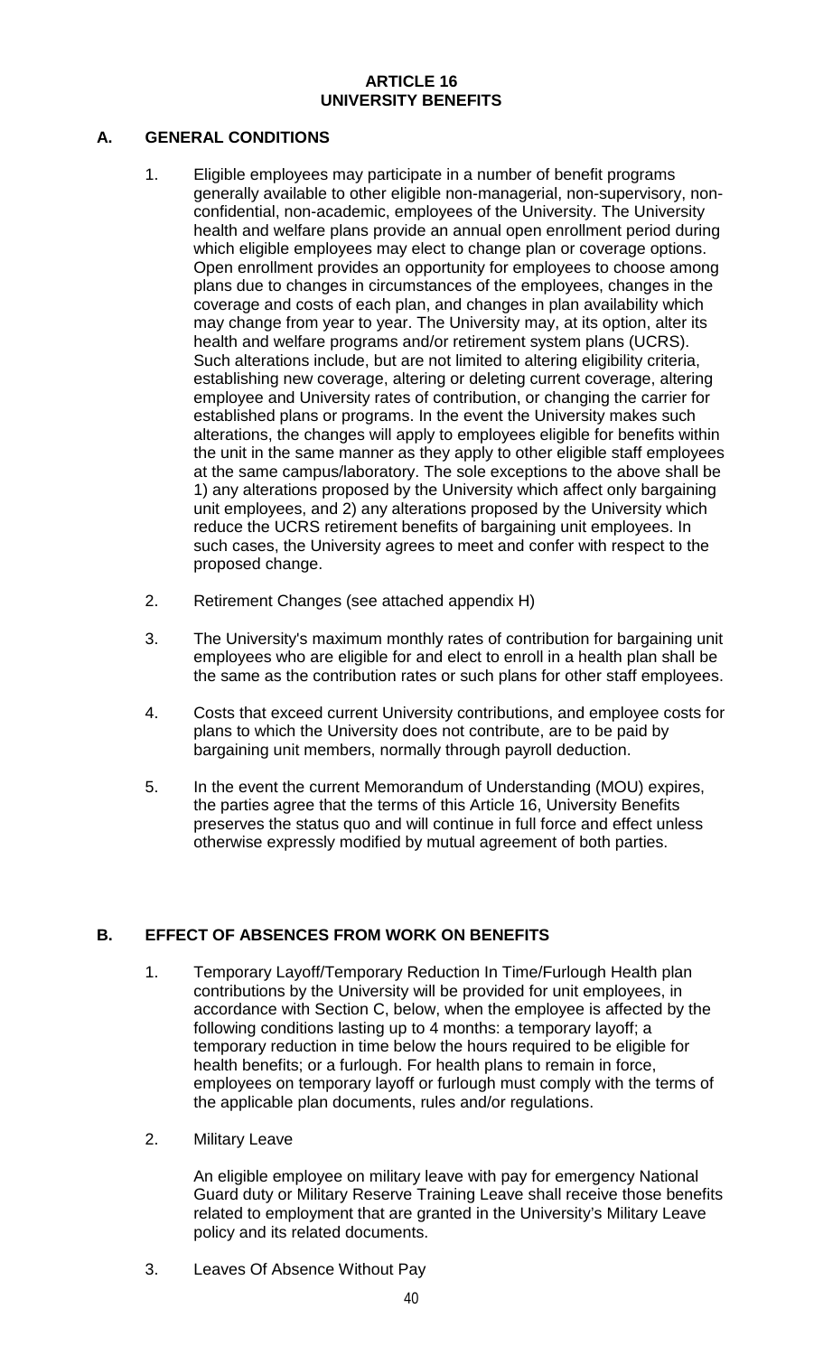# ARTICLE 16
# UNIVERSITY BENEFITS

## A. GENERAL CONDITIONS

1. Eligible employees may participate in a number of benefit programs generally available to other eligible non-managerial, non-supervisory, non-confidential, non-academic, employees of the University. The University health and welfare plans provide an annual open enrollment period during which eligible employees may elect to change plan or coverage options. Open enrollment provides an opportunity for employees to choose among plans due to changes in circumstances of the employees, changes in the coverage and costs of each plan, and changes in plan availability which may change from year to year. The University may, at its option, alter its health and welfare programs and/or retirement system plans (UCRS). Such alterations include, but are not limited to altering eligibility criteria, establishing new coverage, altering or deleting current coverage, altering employee and University rates of contribution, or changing the carrier for established plans or programs. In the event the University makes such alterations, the changes will apply to employees eligible for benefits within the unit in the same manner as they apply to other eligible staff employees at the same campus/laboratory. The sole exceptions to the above shall be 1) any alterations proposed by the University which affect only bargaining unit employees, and 2) any alterations proposed by the University which reduce the UCRS retirement benefits of bargaining unit employees. In such cases, the University agrees to meet and confer with respect to the proposed change.

2. Retirement Changes (see attached appendix H)

3. The University's maximum monthly rates of contribution for bargaining unit employees who are eligible for and elect to enroll in a health plan shall be the same as the contribution rates or such plans for other staff employees.

4. Costs that exceed current University contributions, and employee costs for plans to which the University does not contribute, are to be paid by bargaining unit members, normally through payroll deduction.

5. In the event the current Memorandum of Understanding (MOU) expires, the parties agree that the terms of this Article 16, University Benefits preserves the status quo and will continue in full force and effect unless otherwise expressly modified by mutual agreement of both parties.

## B. EFFECT OF ABSENCES FROM WORK ON BENEFITS

1. Temporary Layoff/Temporary Reduction In Time/Furlough Health plan contributions by the University will be provided for unit employees, in accordance with Section C, below, when the employee is affected by the following conditions lasting up to 4 months: a temporary layoff; a temporary reduction in time below the hours required to be eligible for health benefits; or a furlough. For health plans to remain in force, employees on temporary layoff or furlough must comply with the terms of the applicable plan documents, rules and/or regulations.

2. Military Leave

   An eligible employee on military leave with pay for emergency National Guard duty or Military Reserve Training Leave shall receive those benefits related to employment that are granted in the University's Military Leave policy and its related documents.

3. Leaves Of Absence Without Pay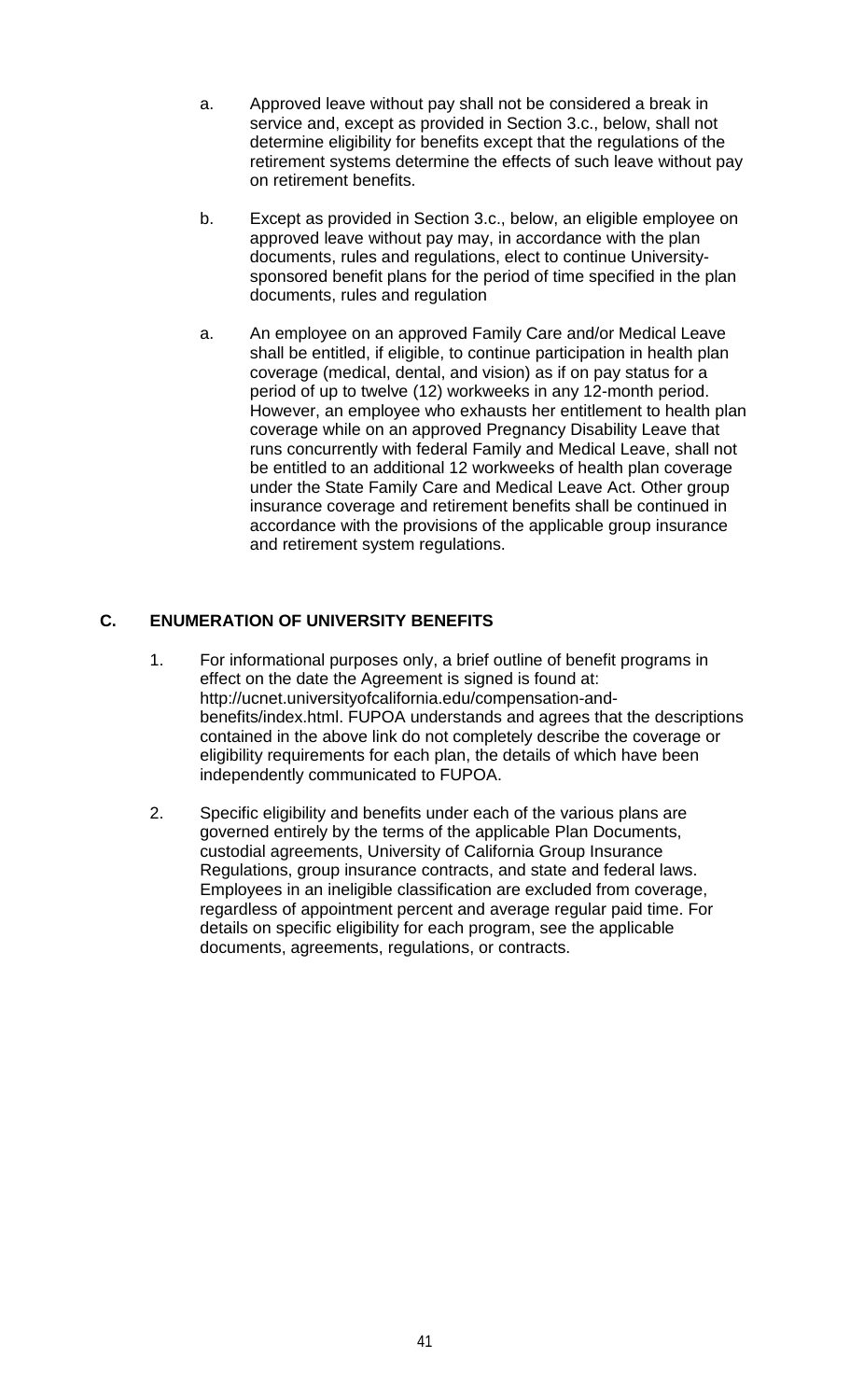a. Approved leave without pay shall not be considered a break in service and, except as provided in Section 3.c., below, shall not determine eligibility for benefits except that the regulations of the retirement systems determine the effects of such leave without pay on retirement benefits.

b. Except as provided in Section 3.c., below, an eligible employee on approved leave without pay may, in accordance with the plan documents, rules and regulations, elect to continue University-sponsored benefit plans for the period of time specified in the plan documents, rules and regulation

a. An employee on an approved Family Care and/or Medical Leave shall be entitled, if eligible, to continue participation in health plan coverage (medical, dental, and vision) as if on pay status for a period of up to twelve (12) workweeks in any 12-month period. However, an employee who exhausts her entitlement to health plan coverage while on an approved Pregnancy Disability Leave that runs concurrently with federal Family and Medical Leave, shall not be entitled to an additional 12 workweeks of health plan coverage under the State Family Care and Medical Leave Act. Other group insurance coverage and retirement benefits shall be continued in accordance with the provisions of the applicable group insurance and retirement system regulations.

## C. ENUMERATION OF UNIVERSITY BENEFITS

1. For informational purposes only, a brief outline of benefit programs in effect on the date the Agreement is signed is found at: http://ucnet.universityofcalifornia.edu/compensation-and-benefits/index.html. FUPOA understands and agrees that the descriptions contained in the above link do not completely describe the coverage or eligibility requirements for each plan, the details of which have been independently communicated to FUPOA.

2. Specific eligibility and benefits under each of the various plans are governed entirely by the terms of the applicable Plan Documents, custodial agreements, University of California Group Insurance Regulations, group insurance contracts, and state and federal laws. Employees in an ineligible classification are excluded from coverage, regardless of appointment percent and average regular paid time. For details on specific eligibility for each program, see the applicable documents, agreements, regulations, or contracts.